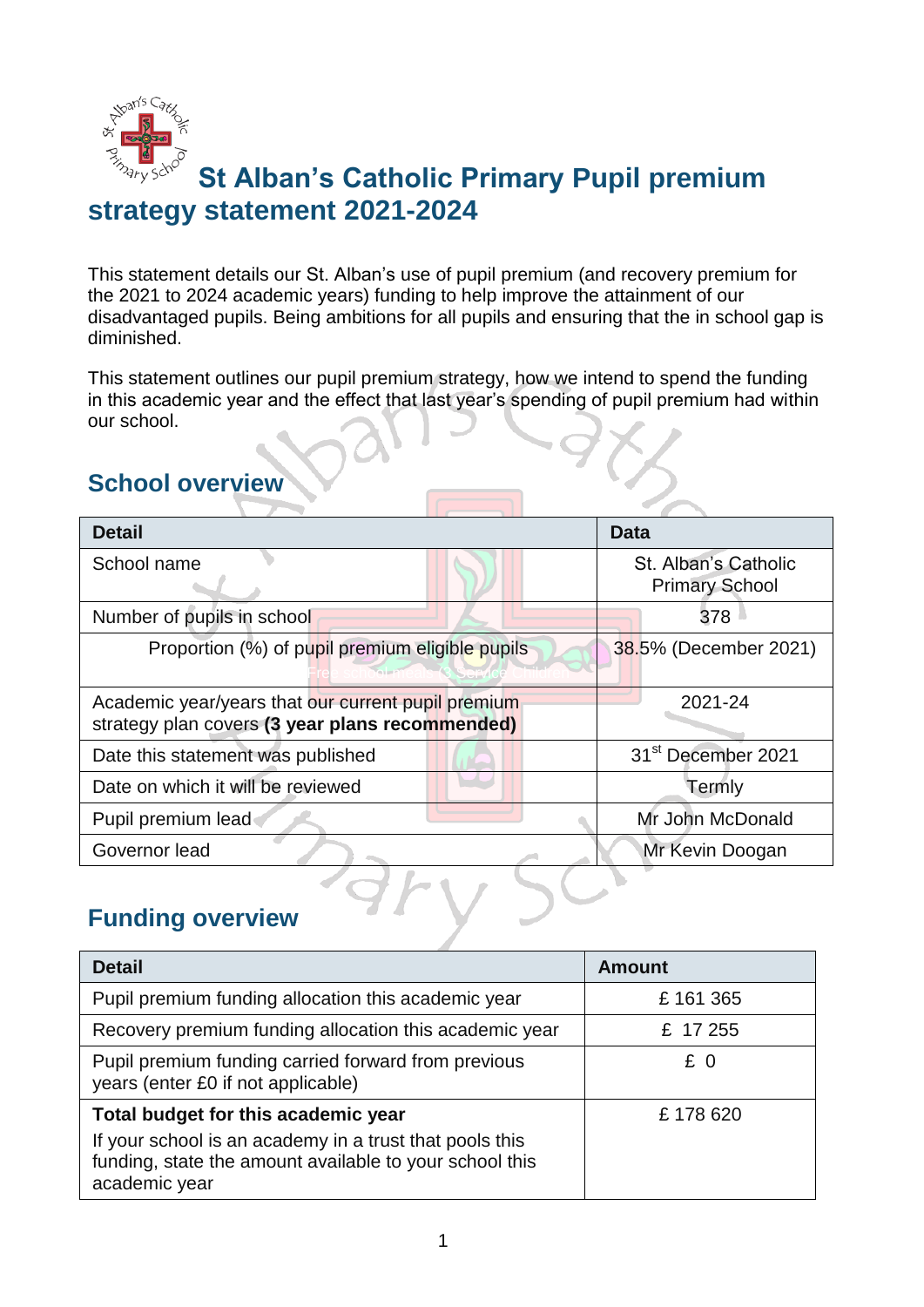# St Alban's Catholic Primary Pupil premium strategy statement 2021-2024

This statement details our St. Alban's use of pupil premium (and recovery premium for the 2021 to 2024 academic years) funding to help improve the attainment of our disadvantaged pupils. Being ambitions for all pupils and ensuring that the in school gap is diminished.

This statement outlines our pupil premium strategy, how we intend to spend the funding in this academic year and the effect that last year's spending of pupil premium had within our school.

## School overview

| Detail | Data |
|---|---|
| School name | St. Alban's Catholic Primary School |
| Number of pupils in school | 378 |
| Proportion (%) of pupil premium eligible pupils | 38.5% (December 2021) |
| Academic year/years that our current pupil premium strategy plan covers **(3 year plans recommended)** | 2021-24 |
| Date this statement was published | 31st December 2021 |
| Date on which it will be reviewed | Termly |
| Pupil premium lead | Mr John McDonald |
| Governor lead | Mr Kevin Doogan |

## Funding overview

| Detail | Amount |
|---|---|
| Pupil premium funding allocation this academic year | £ 161 365 |
| Recovery premium funding allocation this academic year | £ 17 255 |
| Pupil premium funding carried forward from previous years (enter £0 if not applicable) | £ 0 |
| **Total budget for this academic year** If your school is an academy in a trust that pools this funding, state the amount available to your school this academic year | £ 178 620 |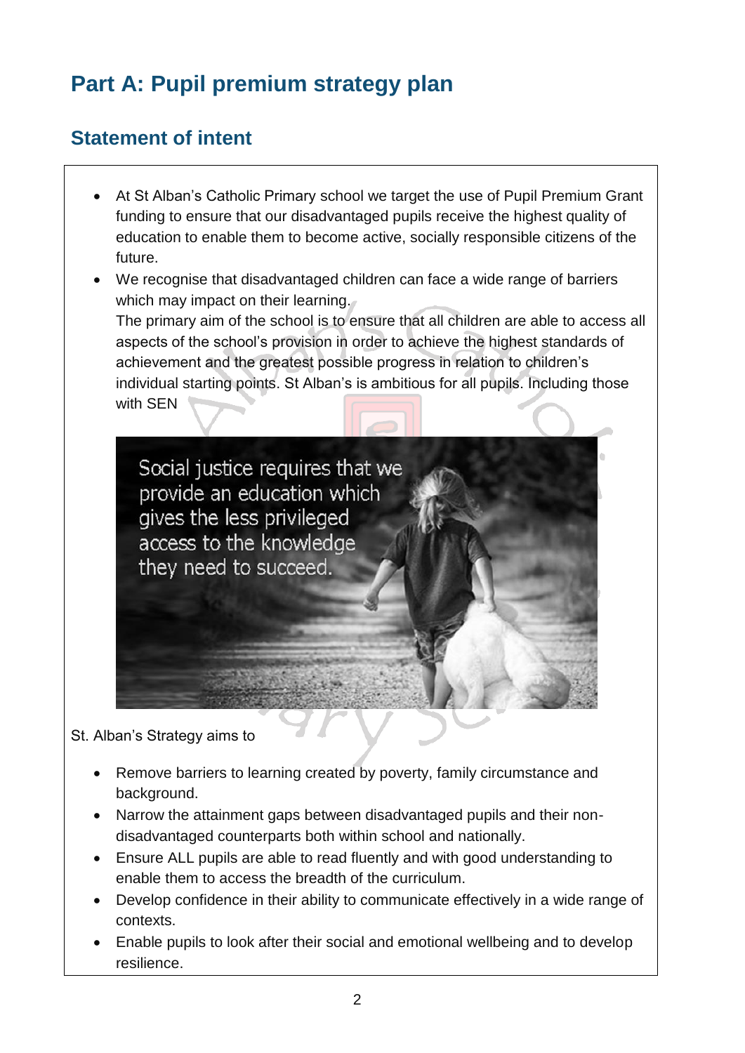# Part A: Pupil premium strategy plan

## Statement of intent

- At St Alban's Catholic Primary school we target the use of Pupil Premium Grant funding to ensure that our disadvantaged pupils receive the highest quality of education to enable them to become active, socially responsible citizens of the future.
- We recognise that disadvantaged children can face a wide range of barriers which may impact on their learning.
  The primary aim of the school is to ensure that all children are able to access all aspects of the school's provision in order to achieve the highest standards of achievement and the greatest possible progress in relation to children's individual starting points. St Alban's is ambitious for all pupils. Including those with SEN

Social justice requires that we provide an education which gives the less privileged access to the knowledge they need to succeed.

St. Alban's Strategy aims to

- Remove barriers to learning created by poverty, family circumstance and background.
- Narrow the attainment gaps between disadvantaged pupils and their non-disadvantaged counterparts both within school and nationally.
- Ensure ALL pupils are able to read fluently and with good understanding to enable them to access the breadth of the curriculum.
- Develop confidence in their ability to communicate effectively in a wide range of contexts.
- Enable pupils to look after their social and emotional wellbeing and to develop resilience.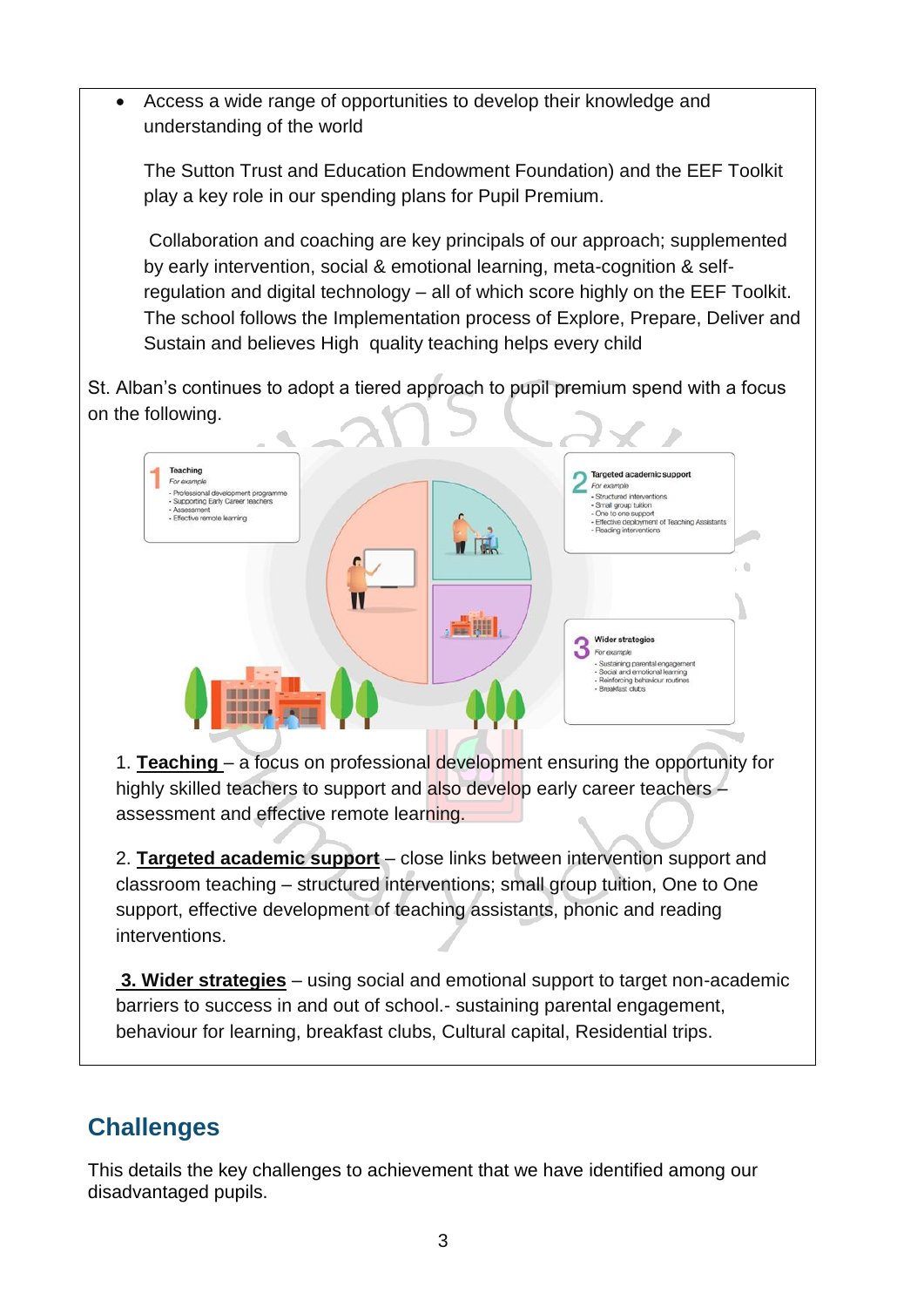- Access a wide range of opportunities to develop their knowledge and understanding of the world

The Sutton Trust and Education Endowment Foundation) and the EEF Toolkit play a key role in our spending plans for Pupil Premium.

Collaboration and coaching are key principals of our approach; supplemented by early intervention, social & emotional learning, meta-cognition & self-regulation and digital technology – all of which score highly on the EEF Toolkit. The school follows the Implementation process of Explore, Prepare, Deliver and Sustain and believes High quality teaching helps every child

St. Alban's continues to adopt a tiered approach to pupil premium spend with a focus on the following.

**1 Teaching**
*For example*
- Professional development programme
- Supporting Early Career teachers
- Assessment
- Effective remote learning

**2 Targeted academic support**
*For example*
- Structured interventions
- Small group tuition
- One to one support
- Effective deployment of Teaching Assistants
- Reading interventions

**3 Wider strategies**
*For example*
- Sustaining parental engagement
- Social and emotional learning
- Reinforcing behaviour routines
- Breakfast clubs

1. **Teaching** – a focus on professional development ensuring the opportunity for highly skilled teachers to support and also develop early career teachers – assessment and effective remote learning.

2. **Targeted academic support** – close links between intervention support and classroom teaching – structured interventions; small group tuition, One to One support, effective development of teaching assistants, phonic and reading interventions.

3. **Wider strategies** – using social and emotional support to target non-academic barriers to success in and out of school.- sustaining parental engagement, behaviour for learning, breakfast clubs, Cultural capital, Residential trips.

## Challenges

This details the key challenges to achievement that we have identified among our disadvantaged pupils.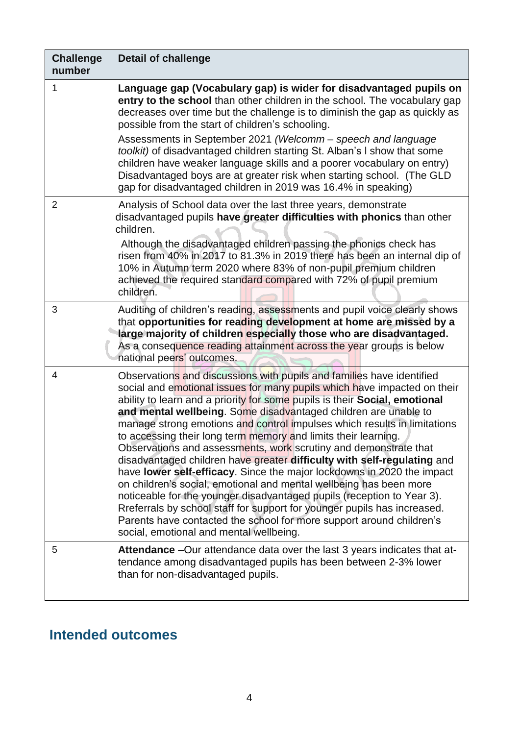| Challenge number | Detail of challenge |
|---|---|
| 1 | **Language gap (Vocabulary gap) is wider for disadvantaged pupils on entry to the school** than other children in the school. The vocabulary gap decreases over time but the challenge is to diminish the gap as quickly as possible from the start of children's schooling.<br><br>Assessments in September 2021 *(Welcomm – speech and language toolkit)* of disadvantaged children starting St. Alban's I show that some children have weaker language skills and a poorer vocabulary on entry) Disadvantaged boys are at greater risk when starting school. (The GLD gap for disadvantaged children in 2019 was 16.4% in speaking) |
| 2 | Analysis of School data over the last three years, demonstrate disadvantaged pupils **have greater difficulties with phonics** than other children.<br><br>Although the disadvantaged children passing the phonics check has risen from 40% in 2017 to 81.3% in 2019 there has been an internal dip of 10% in Autumn term 2020 where 83% of non-pupil premium children achieved the required standard compared with 72% of pupil premium children. |
| 3 | Auditing of children's reading, assessments and pupil voice clearly shows that **opportunities for reading development at home are missed by a large majority of children especially those who are disadvantaged.** As a consequence reading attainment across the year groups is below national peers' outcomes. |
| 4 | Observations and discussions with pupils and families have identified social and emotional issues for many pupils which have impacted on their ability to learn and a priority for some pupils is their **Social, emotional and mental wellbeing**. Some disadvantaged children are unable to manage strong emotions and control impulses which results in limitations to accessing their long term memory and limits their learning. Observations and assessments, work scrutiny and demonstrate that disadvantaged children have greater **difficulty with self-regulating** and have **lower self-efficacy**. Since the major lockdowns in 2020 the impact on children's social, emotional and mental wellbeing has been more noticeable for the younger disadvantaged pupils (reception to Year 3). Rreferrals by school staff for support for younger pupils has increased. Parents have contacted the school for more support around children's social, emotional and mental wellbeing. |
| 5 | **Attendance** –Our attendance data over the last 3 years indicates that attendance among disadvantaged pupils has been between 2-3% lower than for non-disadvantaged pupils. |

## Intended outcomes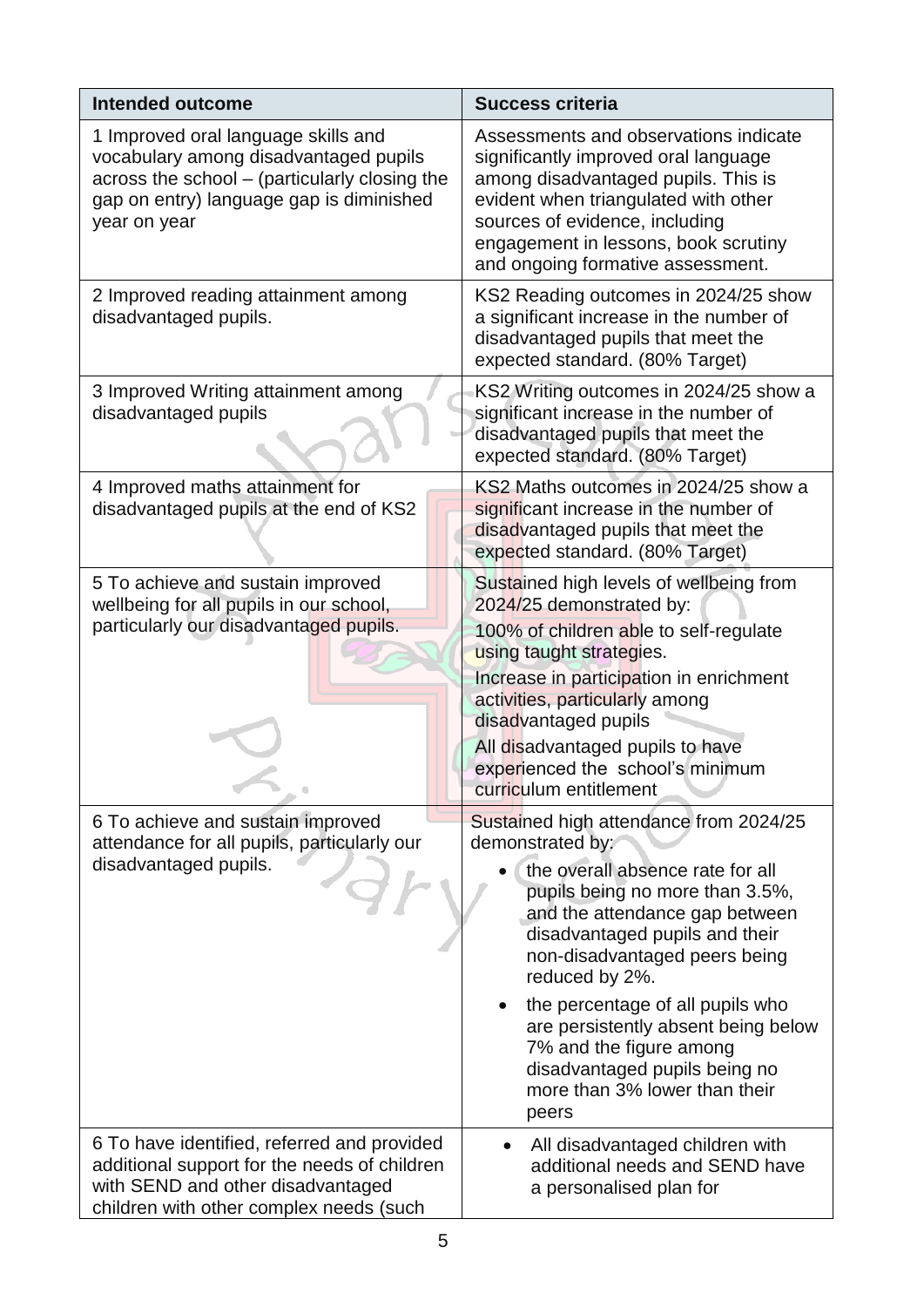| Intended outcome | Success criteria |
| --- | --- |
| 1 Improved oral language skills and vocabulary among disadvantaged pupils across the school – (particularly closing the gap on entry) language gap is diminished year on year | Assessments and observations indicate significantly improved oral language among disadvantaged pupils. This is evident when triangulated with other sources of evidence, including engagement in lessons, book scrutiny and ongoing formative assessment. |
| 2 Improved reading attainment among disadvantaged pupils. | KS2 Reading outcomes in 2024/25 show a significant increase in the number of disadvantaged pupils that meet the expected standard. (80% Target) |
| 3 Improved Writing attainment among disadvantaged pupils | KS2 Writing outcomes in 2024/25 show a significant increase in the number of disadvantaged pupils that meet the expected standard. (80% Target) |
| 4 Improved maths attainment for disadvantaged pupils at the end of KS2 | KS2 Maths outcomes in 2024/25 show a significant increase in the number of disadvantaged pupils that meet the expected standard. (80% Target) |
| 5 To achieve and sustain improved wellbeing for all pupils in our school, particularly our disadvantaged pupils. | Sustained high levels of wellbeing from 2024/25 demonstrated by:<br>100% of children able to self-regulate using taught strategies.<br>Increase in participation in enrichment activities, particularly among disadvantaged pupils<br>All disadvantaged pupils to have experienced the school's minimum curriculum entitlement |
| 6 To achieve and sustain improved attendance for all pupils, particularly our disadvantaged pupils. | Sustained high attendance from 2024/25 demonstrated by:<br>• the overall absence rate for all pupils being no more than 3.5%, and the attendance gap between disadvantaged pupils and their non-disadvantaged peers being reduced by 2%.<br>• the percentage of all pupils who are persistently absent being below 7% and the figure among disadvantaged pupils being no more than 3% lower than their peers |
| 6 To have identified, referred and provided additional support for the needs of children with SEND and other disadvantaged children with other complex needs (such | • All disadvantaged children with additional needs and SEND have a personalised plan for |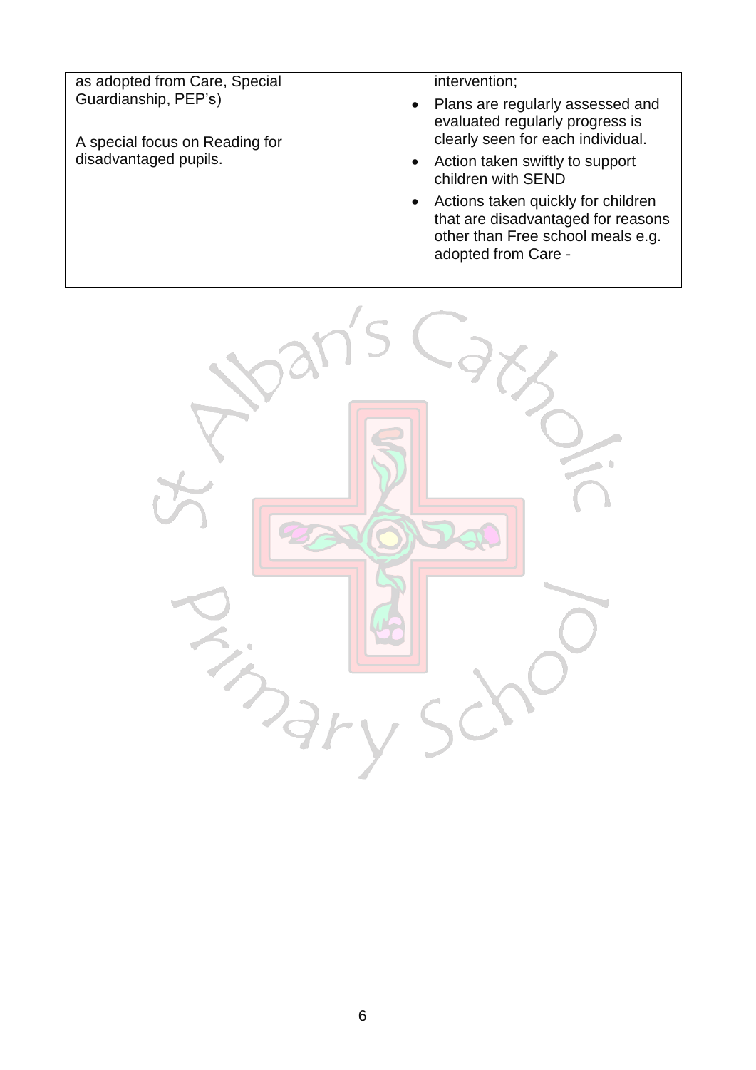| | |
|---|---|
| as adopted from Care, Special Guardianship, PEP's)<br><br>A special focus on Reading for disadvantaged pupils. | intervention;<br>• Plans are regularly assessed and evaluated regularly progress is clearly seen for each individual.<br>• Action taken swiftly to support children with SEND<br>• Actions taken quickly for children that are disadvantaged for reasons other than Free school meals e.g. adopted from Care - |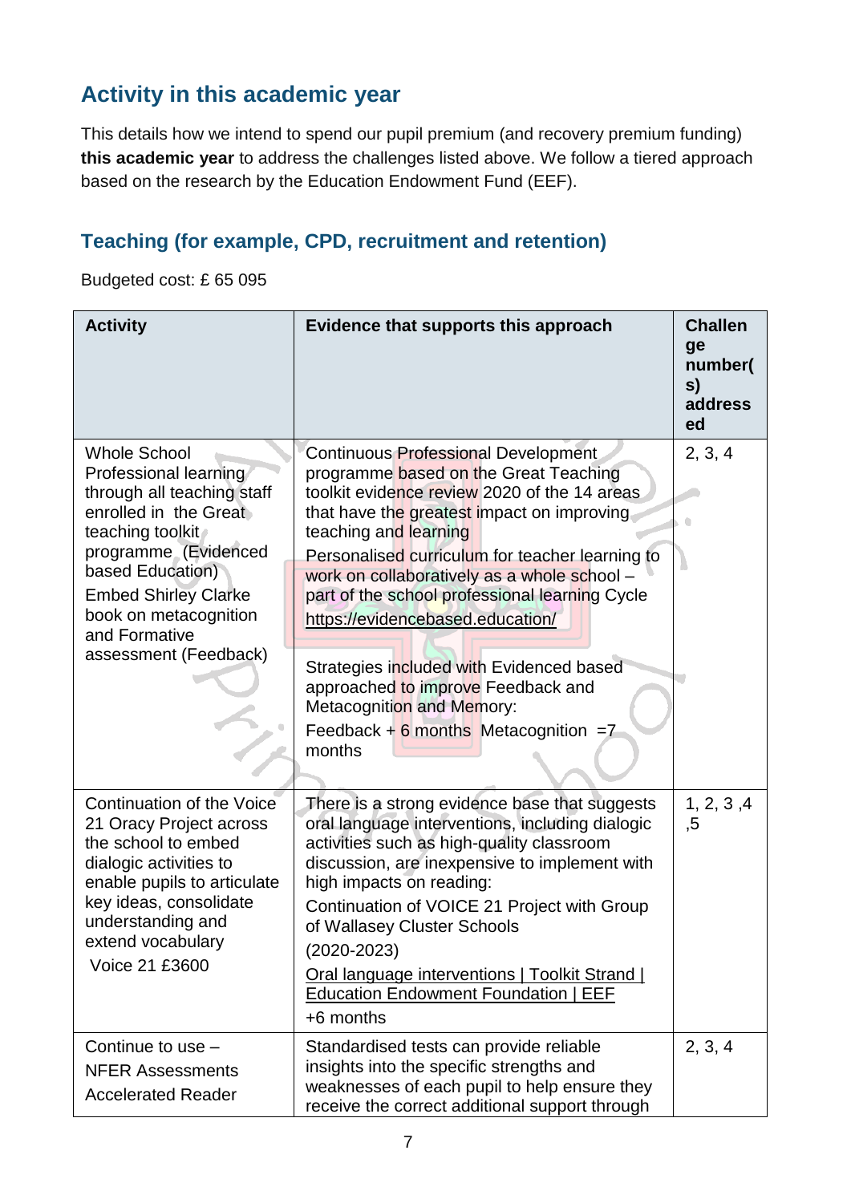## Activity in this academic year

This details how we intend to spend our pupil premium (and recovery premium funding) **this academic year** to address the challenges listed above. We follow a tiered approach based on the research by the Education Endowment Fund (EEF).

### Teaching (for example, CPD, recruitment and retention)

Budgeted cost: £ 65 095

| Activity | Evidence that supports this approach | Challenge number(s) addressed |
|---|---|---|
| Whole School Professional learning through all teaching staff enrolled in the Great teaching toolkit programme (Evidenced based Education)<br>Embed Shirley Clarke book on metacognition and Formative assessment (Feedback) | Continuous Professional Development programme based on the Great Teaching toolkit evidence review 2020 of the 14 areas that have the greatest impact on improving teaching and learning<br>Personalised curriculum for teacher learning to work on collaboratively as a whole school – part of the school professional learning Cycle<br>https://evidencebased.education/<br><br>Strategies included with Evidenced based approached to improve Feedback and Metacognition and Memory:<br>Feedback + 6 months Metacognition =7 months | 2, 3, 4 |
| Continuation of the Voice 21 Oracy Project across the school to embed dialogic activities to enable pupils to articulate key ideas, consolidate understanding and extend vocabulary<br>Voice 21 £3600 | There is a strong evidence base that suggests oral language interventions, including dialogic activities such as high-quality classroom discussion, are inexpensive to implement with high impacts on reading:<br>Continuation of VOICE 21 Project with Group of Wallasey Cluster Schools<br>(2020-2023)<br>Oral language interventions \| Toolkit Strand \| Education Endowment Foundation \| EEF<br>+6 months | 1, 2, 3 ,4 ,5 |
| Continue to use –<br>NFER Assessments<br>Accelerated Reader | Standardised tests can provide reliable insights into the specific strengths and weaknesses of each pupil to help ensure they receive the correct additional support through | 2, 3, 4 |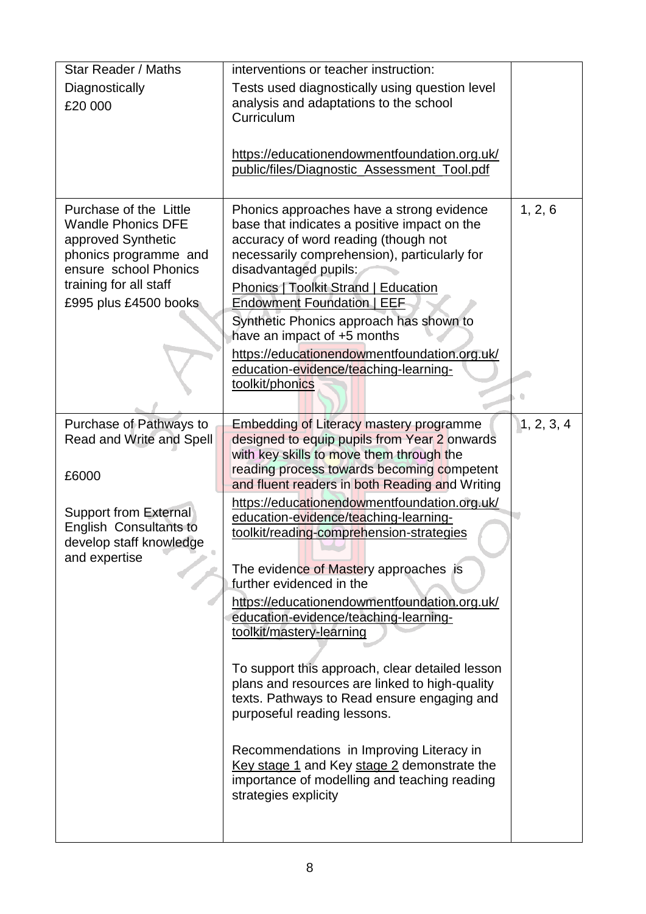| Star Reader / Maths<br>Diagnostically<br>£20 000 | interventions or teacher instruction:<br>Tests used diagnostically using question level analysis and adaptations to the school Curriculum<br><br>https://educationendowmentfoundation.org.uk/public/files/Diagnostic_Assessment_Tool.pdf | |
|---|---|---|
| Purchase of the Little Wandle Phonics DFE approved Synthetic phonics programme and ensure school Phonics training for all staff<br>£995 plus £4500 books | Phonics approaches have a strong evidence base that indicates a positive impact on the accuracy of word reading (though not necessarily comprehension), particularly for disadvantaged pupils:<br>Phonics \| Toolkit Strand \| Education Endowment Foundation \| EEF<br>Synthetic Phonics approach has shown to have an impact of +5 months<br>https://educationendowmentfoundation.org.uk/education-evidence/teaching-learning-toolkit/phonics | 1, 2, 6 |
| Purchase of Pathways to Read and Write and Spell<br><br>£6000<br><br>Support from External English Consultants to develop staff knowledge and expertise | Embedding of Literacy mastery programme designed to equip pupils from Year 2 onwards with key skills to move them through the reading process towards becoming competent and fluent readers in both Reading and Writing<br>https://educationendowmentfoundation.org.uk/education-evidence/teaching-learning-toolkit/reading-comprehension-strategies<br><br>The evidence of Mastery approaches is further evidenced in the<br>https://educationendowmentfoundation.org.uk/education-evidence/teaching-learning-toolkit/mastery-learning<br><br>To support this approach, clear detailed lesson plans and resources are linked to high-quality texts. Pathways to Read ensure engaging and purposeful reading lessons.<br><br>Recommendations in Improving Literacy in Key stage 1 and Key stage 2 demonstrate the importance of modelling and teaching reading strategies explicity | 1, 2, 3, 4 |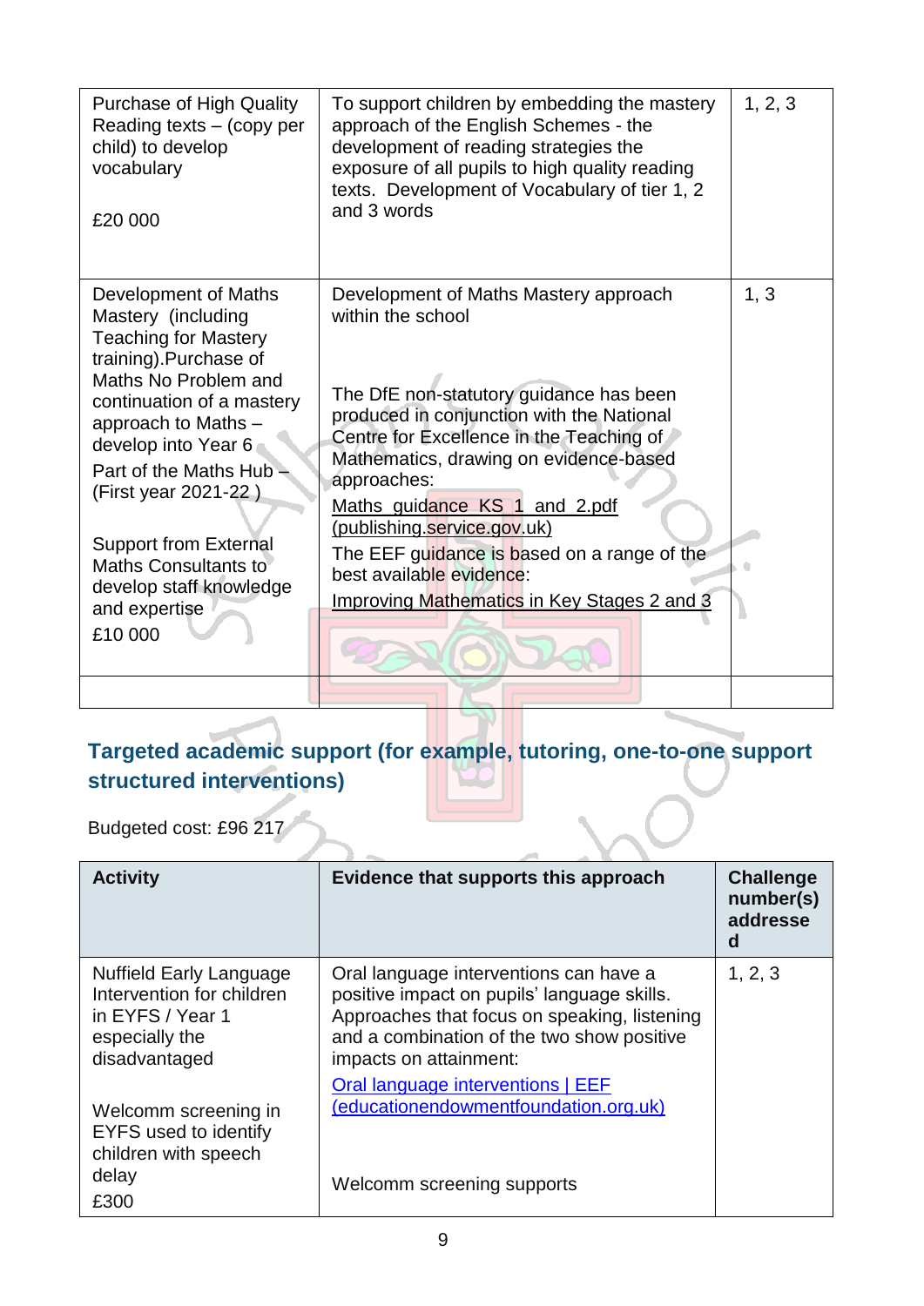| Purchase of High Quality Reading texts – (copy per child) to develop vocabulary<br><br>£20 000 | To support children by embedding the mastery approach of the English Schemes - the development of reading strategies the exposure of all pupils to high quality reading texts. Development of Vocabulary of tier 1, 2 and 3 words | 1, 2, 3 |
|---|---|---|
| Development of Maths Mastery (including Teaching for Mastery training).Purchase of Maths No Problem and continuation of a mastery approach to Maths – develop into Year 6<br>Part of the Maths Hub – (First year 2021-22 )<br><br>Support from External Maths Consultants to develop staff knowledge and expertise<br>£10 000 | Development of Maths Mastery approach within the school<br><br>The DfE non-statutory guidance has been produced in conjunction with the National Centre for Excellence in the Teaching of Mathematics, drawing on evidence-based approaches:<br>Maths_guidance_KS_1_and_2.pdf (publishing.service.gov.uk)<br>The EEF guidance is based on a range of the best available evidence:<br>Improving Mathematics in Key Stages 2 and 3 | 1, 3 |
| | | |

## Targeted academic support (for example, tutoring, one-to-one support structured interventions)

Budgeted cost: £96 217

| Activity | Evidence that supports this approach | Challenge number(s) addressed |
|---|---|---|
| Nuffield Early Language Intervention for children in EYFS / Year 1 especially the disadvantaged<br><br>Welcomm screening in EYFS used to identify children with speech delay<br>£300 | Oral language interventions can have a positive impact on pupils' language skills. Approaches that focus on speaking, listening and a combination of the two show positive impacts on attainment:<br>Oral language interventions \| EEF (educationendowmentfoundation.org.uk)<br><br>Welcomm screening supports | 1, 2, 3 |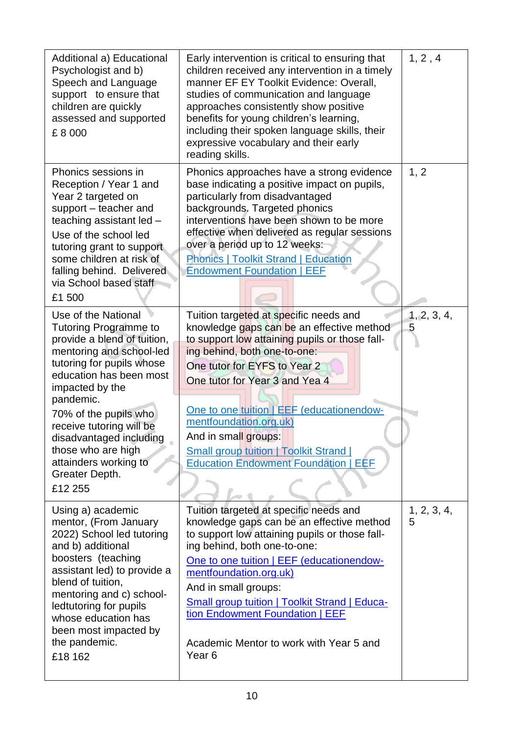| | | |
|---|---|---|
| Additional a) Educational Psychologist and b) Speech and Language support to ensure that children are quickly assessed and supported<br>£ 8 000 | Early intervention is critical to ensuring that children received any intervention in a timely manner EF EY Toolkit Evidence: Overall, studies of communication and language approaches consistently show positive benefits for young children's learning, including their spoken language skills, their expressive vocabulary and their early reading skills. | 1, 2 , 4 |
| Phonics sessions in Reception / Year 1 and Year 2 targeted on support – teacher and teaching assistant led – Use of the school led tutoring grant to support some children at risk of falling behind. Delivered via School based staff<br>£1 500 | Phonics approaches have a strong evidence base indicating a positive impact on pupils, particularly from disadvantaged backgrounds. Targeted phonics interventions have been shown to be more effective when delivered as regular sessions over a period up to 12 weeks:<br>Phonics \| Toolkit Strand \| Education Endowment Foundation \| EEF | 1, 2 |
| Use of the National Tutoring Programme to provide a blend of tuition, mentoring and school-led tutoring for pupils whose education has been most impacted by the pandemic.<br>70% of the pupils who receive tutoring will be disadvantaged including those who are high attainders working to Greater Depth.<br>£12 255 | Tuition targeted at specific needs and knowledge gaps can be an effective method to support low attaining pupils or those falling behind, both one-to-one:<br>One tutor for EYFS to Year 2<br>One tutor for Year 3 and Yea 4<br><br>One to one tuition \| EEF (educationendowmentfoundation.org.uk)<br>And in small groups:<br>Small group tuition \| Toolkit Strand \| Education Endowment Foundation \| EEF | 1, 2, 3, 4, 5 |
| Using a) academic mentor, (From January 2022) School led tutoring and b) additional boosters (teaching assistant led) to provide a blend of tuition, mentoring and c) school-ledtutoring for pupils whose education has been most impacted by the pandemic.<br>£18 162 | Tuition targeted at specific needs and knowledge gaps can be an effective method to support low attaining pupils or those falling behind, both one-to-one:<br>One to one tuition \| EEF (educationendowmentfoundation.org.uk)<br>And in small groups:<br>Small group tuition \| Toolkit Strand \| Education Endowment Foundation \| EEF<br><br>Academic Mentor to work with Year 5 and Year 6 | 1, 2, 3, 4, 5 |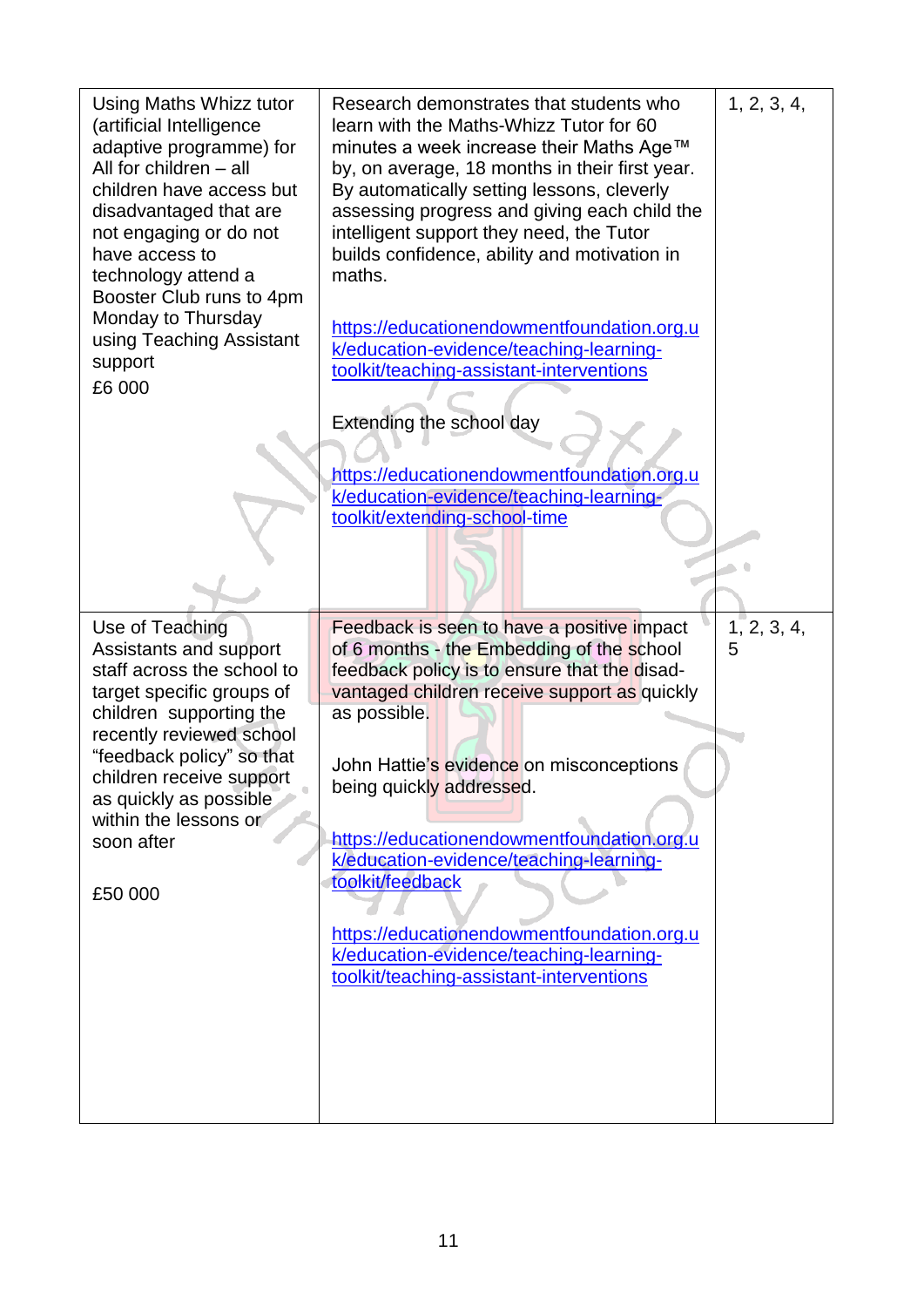| | | |
|---|---|---|
| Using Maths Whizz tutor (artificial Intelligence adaptive programme) for All for children – all children have access but disadvantaged that are not engaging or do not have access to technology attend a Booster Club runs to 4pm Monday to Thursday using Teaching Assistant support<br>£6 000 | Research demonstrates that students who learn with the Maths-Whizz Tutor for 60 minutes a week increase their Maths Age™ by, on average, 18 months in their first year. By automatically setting lessons, cleverly assessing progress and giving each child the intelligent support they need, the Tutor builds confidence, ability and motivation in maths.<br><br>https://educationendowmentfoundation.org.uk/education-evidence/teaching-learning-toolkit/teaching-assistant-interventions<br><br>Extending the school day<br><br>https://educationendowmentfoundation.org.uk/education-evidence/teaching-learning-toolkit/extending-school-time | 1, 2, 3, 4, |
| Use of Teaching Assistants and support staff across the school to target specific groups of children supporting the recently reviewed school "feedback policy" so that children receive support as quickly as possible within the lessons or soon after<br><br>£50 000 | Feedback is seen to have a positive impact of 6 months - the Embedding of the school feedback policy is to ensure that the disadvantaged children receive support as quickly as possible.<br><br>John Hattie's evidence on misconceptions being quickly addressed.<br><br>https://educationendowmentfoundation.org.uk/education-evidence/teaching-learning-toolkit/feedback<br><br>https://educationendowmentfoundation.org.uk/education-evidence/teaching-learning-toolkit/teaching-assistant-interventions | 1, 2, 3, 4, 5 |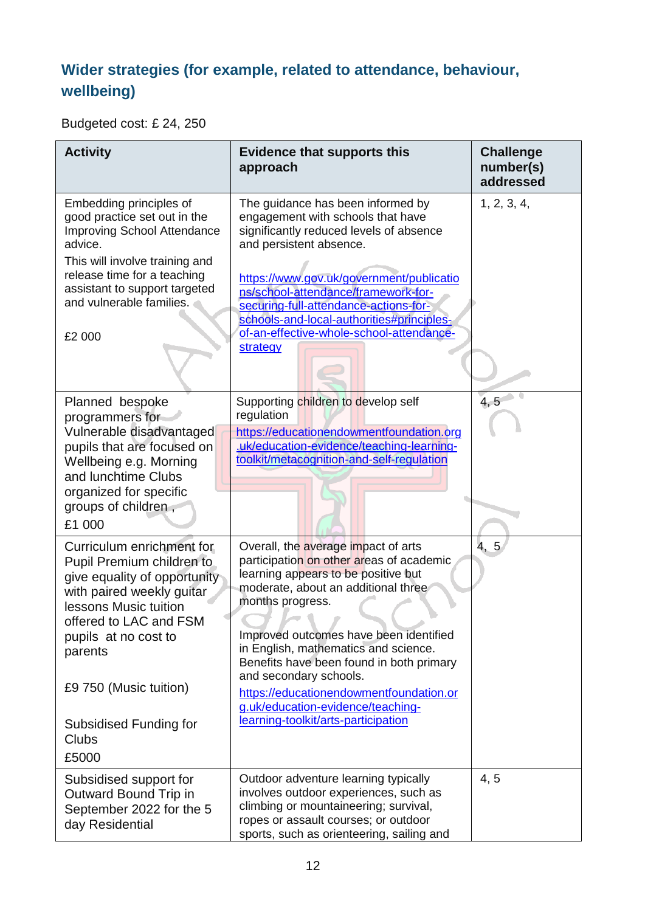## Wider strategies (for example, related to attendance, behaviour, wellbeing)

Budgeted cost: £ 24, 250

| Activity | Evidence that supports this approach | Challenge number(s) addressed |
|---|---|---|
| Embedding principles of good practice set out in the Improving School Attendance advice.<br>This will involve training and release time for a teaching assistant to support targeted and vulnerable families.<br><br>£2 000 | The guidance has been informed by engagement with schools that have significantly reduced levels of absence and persistent absence.<br><br>https://www.gov.uk/government/publications/school-attendance/framework-for-securing-full-attendance-actions-for-schools-and-local-authorities#principles-of-an-effective-whole-school-attendance-strategy | 1, 2, 3, 4, |
| Planned bespoke programmers for Vulnerable disadvantaged pupils that are focused on Wellbeing e.g. Morning and lunchtime Clubs organized for specific groups of children ,<br>£1 000 | Supporting children to develop self regulation<br>https://educationendowmentfoundation.org.uk/education-evidence/teaching-learning-toolkit/metacognition-and-self-regulation | 4, 5 |
| Curriculum enrichment for Pupil Premium children to give equality of opportunity with paired weekly guitar lessons Music tuition offered to LAC and FSM pupils at no cost to parents<br><br>£9 750 (Music tuition)<br><br>Subsidised Funding for Clubs<br>£5000 | Overall, the average impact of arts participation on other areas of academic learning appears to be positive but moderate, about an additional three months progress.<br><br>Improved outcomes have been identified in English, mathematics and science. Benefits have been found in both primary and secondary schools.<br>https://educationendowmentfoundation.org.uk/education-evidence/teaching-learning-toolkit/arts-participation | 4, 5 |
| Subsidised support for Outward Bound Trip in September 2022 for the 5 day Residential | Outdoor adventure learning typically involves outdoor experiences, such as climbing or mountaineering; survival, ropes or assault courses; or outdoor sports, such as orienteering, sailing and | 4, 5 |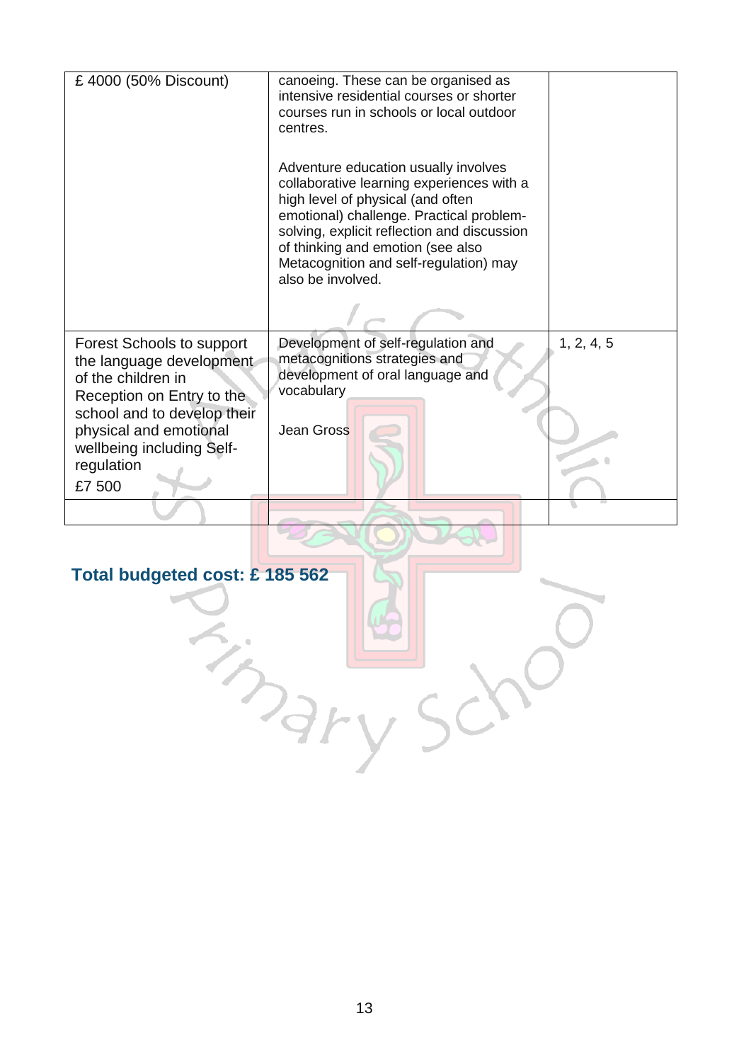| | | |
|---|---|---|
| £ 4000 (50% Discount) | canoeing. These can be organised as intensive residential courses or shorter courses run in schools or local outdoor centres.<br><br>Adventure education usually involves collaborative learning experiences with a high level of physical (and often emotional) challenge. Practical problem-solving, explicit reflection and discussion of thinking and emotion (see also Metacognition and self-regulation) may also be involved. | |
| Forest Schools to support the language development of the children in Reception on Entry to the school and to develop their physical and emotional wellbeing including Self-regulation<br>£7 500 | Development of self-regulation and metacognitions strategies and development of oral language and vocabulary<br><br>Jean Gross | 1, 2, 4, 5 |
| | | |

**Total budgeted cost: £ 185 562**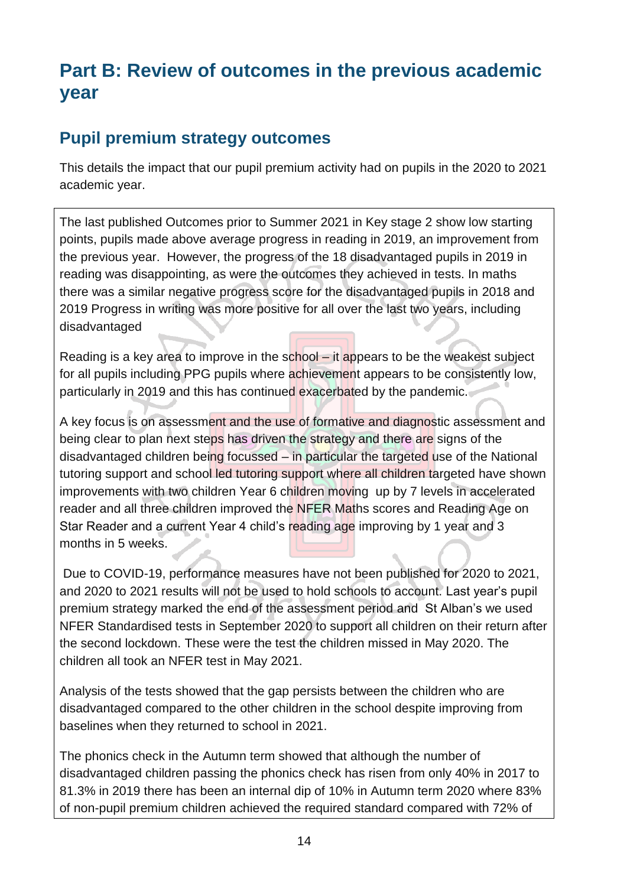# Part B: Review of outcomes in the previous academic year

## Pupil premium strategy outcomes

This details the impact that our pupil premium activity had on pupils in the 2020 to 2021 academic year.

The last published Outcomes prior to Summer 2021 in Key stage 2 show low starting points, pupils made above average progress in reading in 2019, an improvement from the previous year. However, the progress of the 18 disadvantaged pupils in 2019 in reading was disappointing, as were the outcomes they achieved in tests. In maths there was a similar negative progress score for the disadvantaged pupils in 2018 and 2019 Progress in writing was more positive for all over the last two years, including disadvantaged

Reading is a key area to improve in the school – it appears to be the weakest subject for all pupils including PPG pupils where achievement appears to be consistently low, particularly in 2019 and this has continued exacerbated by the pandemic.

A key focus is on assessment and the use of formative and diagnostic assessment and being clear to plan next steps has driven the strategy and there are signs of the disadvantaged children being focussed – in particular the targeted use of the National tutoring support and school led tutoring support where all children targeted have shown improvements with two children Year 6 children moving up by 7 levels in accelerated reader and all three children improved the NFER Maths scores and Reading Age on Star Reader and a current Year 4 child's reading age improving by 1 year and 3 months in 5 weeks.

Due to COVID-19, performance measures have not been published for 2020 to 2021, and 2020 to 2021 results will not be used to hold schools to account. Last year's pupil premium strategy marked the end of the assessment period and St Alban's we used NFER Standardised tests in September 2020 to support all children on their return after the second lockdown. These were the test the children missed in May 2020. The children all took an NFER test in May 2021.

Analysis of the tests showed that the gap persists between the children who are disadvantaged compared to the other children in the school despite improving from baselines when they returned to school in 2021.

The phonics check in the Autumn term showed that although the number of disadvantaged children passing the phonics check has risen from only 40% in 2017 to 81.3% in 2019 there has been an internal dip of 10% in Autumn term 2020 where 83% of non-pupil premium children achieved the required standard compared with 72% of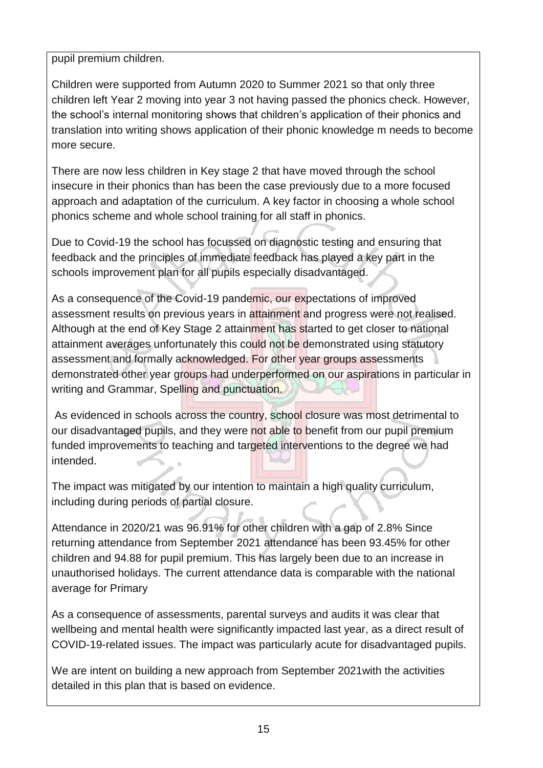pupil premium children.

Children were supported from Autumn 2020 to Summer 2021 so that only three children left Year 2 moving into year 3 not having passed the phonics check. However, the school's internal monitoring shows that children's application of their phonics and translation into writing shows application of their phonic knowledge m needs to become more secure.

There are now less children in Key stage 2 that have moved through the school insecure in their phonics than has been the case previously due to a more focused approach and adaptation of the curriculum. A key factor in choosing a whole school phonics scheme and whole school training for all staff in phonics.

Due to Covid-19 the school has focussed on diagnostic testing and ensuring that feedback and the principles of immediate feedback has played a key part in the schools improvement plan for all pupils especially disadvantaged.

As a consequence of the Covid-19 pandemic, our expectations of improved assessment results on previous years in attainment and progress were not realised. Although at the end of Key Stage 2 attainment has started to get closer to national attainment averages unfortunately this could not be demonstrated using statutory assessment and formally acknowledged. For other year groups assessments demonstrated other year groups had underperformed on our aspirations in particular in writing and Grammar, Spelling and punctuation.

As evidenced in schools across the country, school closure was most detrimental to our disadvantaged pupils, and they were not able to benefit from our pupil premium funded improvements to teaching and targeted interventions to the degree we had intended.

The impact was mitigated by our intention to maintain a high quality curriculum, including during periods of partial closure.

Attendance in 2020/21 was 96.91% for other children with a gap of 2.8% Since returning attendance from September 2021 attendance has been 93.45% for other children and 94.88 for pupil premium. This has largely been due to an increase in unauthorised holidays. The current attendance data is comparable with the national average for Primary

As a consequence of assessments, parental surveys and audits it was clear that wellbeing and mental health were significantly impacted last year, as a direct result of COVID-19-related issues. The impact was particularly acute for disadvantaged pupils.

We are intent on building a new approach from September 2021with the activities detailed in this plan that is based on evidence.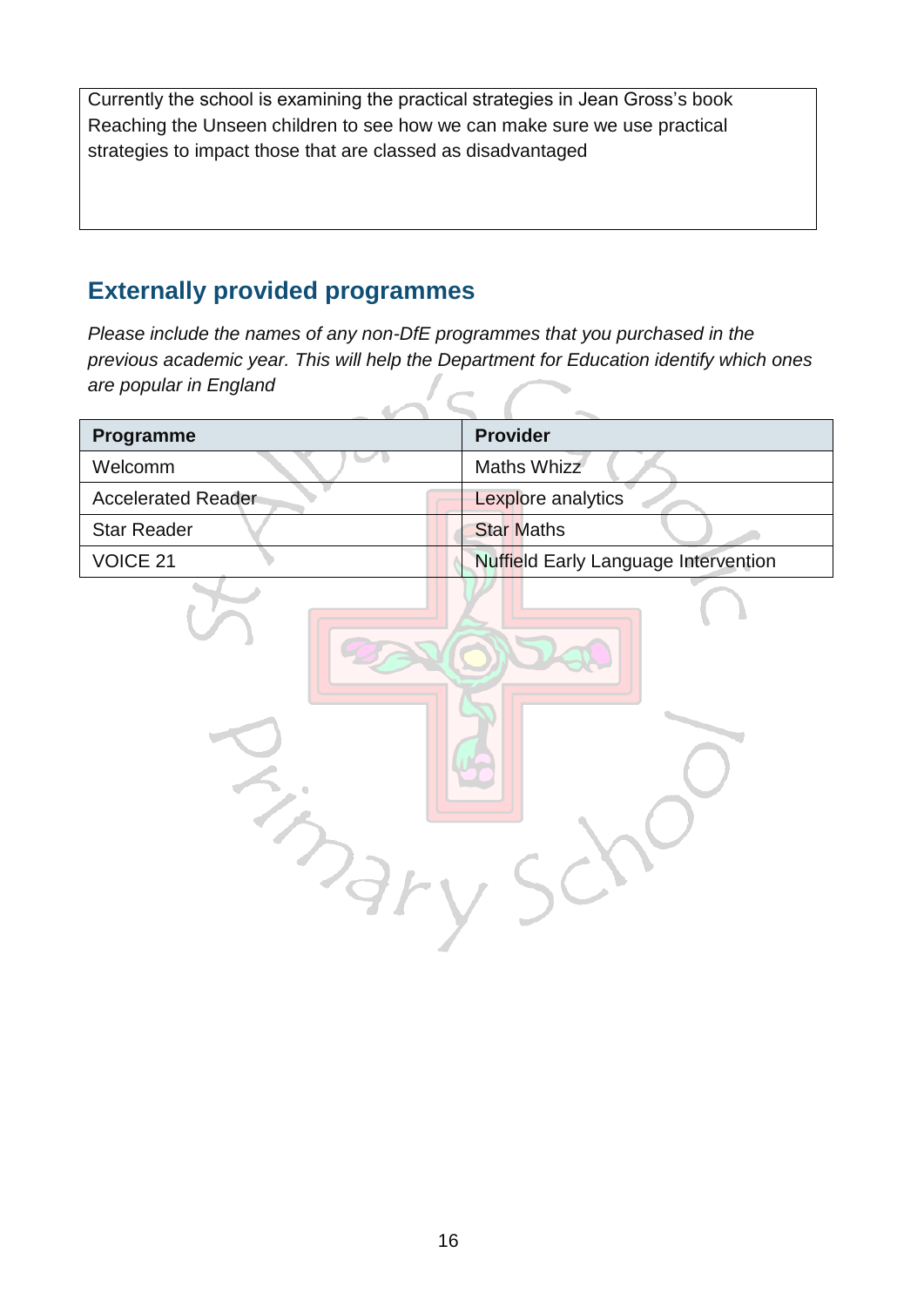Currently the school is examining the practical strategies in Jean Gross's book Reaching the Unseen children to see how we can make sure we use practical strategies to impact those that are classed as disadvantaged

## Externally provided programmes

*Please include the names of any non-DfE programmes that you purchased in the previous academic year. This will help the Department for Education identify which ones are popular in England*

| Programme | Provider |
|---|---|
| Welcomm | Maths Whizz |
| Accelerated Reader | Lexplore analytics |
| Star Reader | Star Maths |
| VOICE 21 | Nuffield Early Language Intervention |